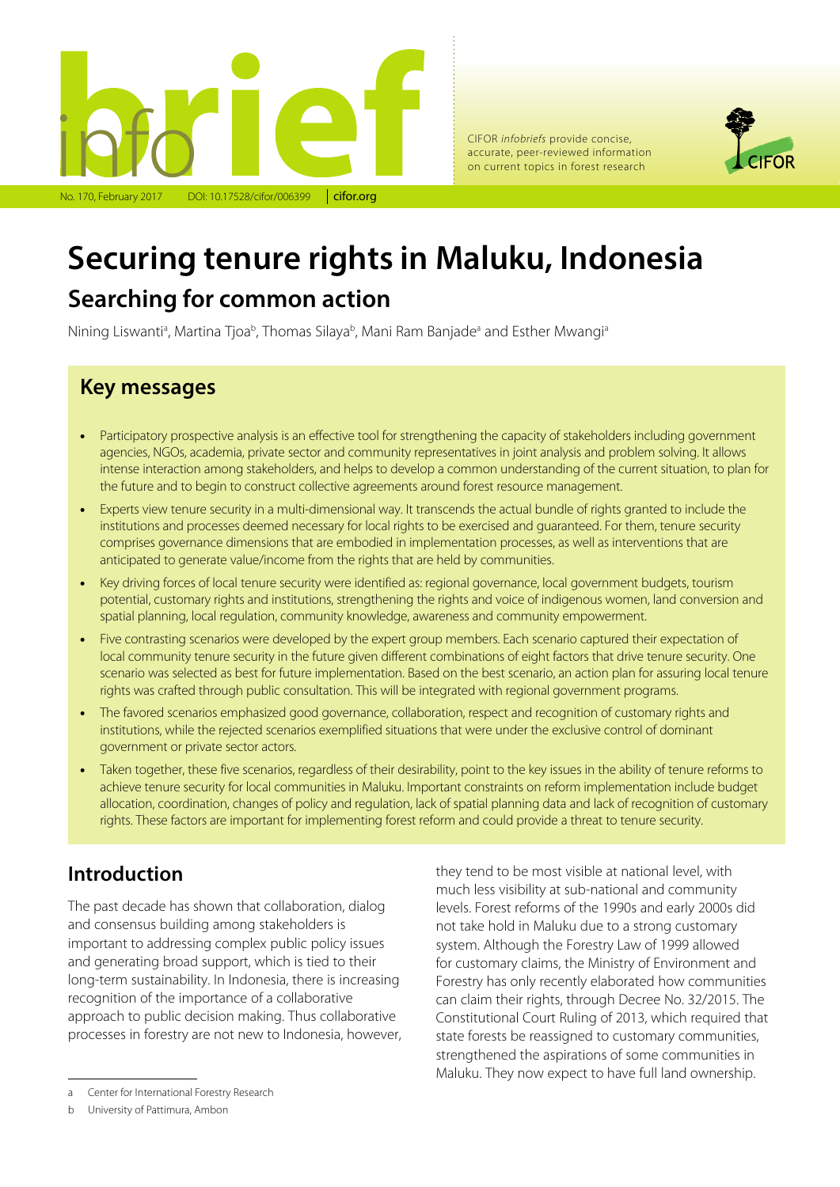CIFOR *infobriefs* provide concise, accurate, peer-reviewed information on current topics in forest research

No. 170, February 2017 DOI: 10.17528/cifor/006399 cifor.org

# Securing tenure rights in Maluku, Indonesia

## Searching for common action

Nining Liswanti[a], Martina Tjoa[b], Thomas Silaya[b], Mani Ram Banjade[a] and Esther Mwangi[a]

## Key messages

- Participatory prospective analysis is an effective tool for strengthening the capacity of stakeholders including government agencies, NGOs, academia, private sector and community representatives in joint analysis and problem solving. It allows intense interaction among stakeholders, and helps to develop a common understanding of the current situation, to plan for the future and to begin to construct collective agreements around forest resource management.
- Experts view tenure security in a multi-dimensional way. It transcends the actual bundle of rights granted to include the institutions and processes deemed necessary for local rights to be exercised and guaranteed. For them, tenure security comprises governance dimensions that are embodied in implementation processes, as well as interventions that are anticipated to generate value/income from the rights that are held by communities.
- Key driving forces of local tenure security were identified as: regional governance, local government budgets, tourism potential, customary rights and institutions, strengthening the rights and voice of indigenous women, land conversion and spatial planning, local regulation, community knowledge, awareness and community empowerment.
- Five contrasting scenarios were developed by the expert group members. Each scenario captured their expectation of local community tenure security in the future given different combinations of eight factors that drive tenure security. One scenario was selected as best for future implementation. Based on the best scenario, an action plan for assuring local tenure rights was crafted through public consultation. This will be integrated with regional government programs.
- The favored scenarios emphasized good governance, collaboration, respect and recognition of customary rights and institutions, while the rejected scenarios exemplified situations that were under the exclusive control of dominant government or private sector actors.
- Taken together, these five scenarios, regardless of their desirability, point to the key issues in the ability of tenure reforms to achieve tenure security for local communities in Maluku. Important constraints on reform implementation include budget allocation, coordination, changes of policy and regulation, lack of spatial planning data and lack of recognition of customary rights. These factors are important for implementing forest reform and could provide a threat to tenure security.

## Introduction

The past decade has shown that collaboration, dialog and consensus building among stakeholders is important to addressing complex public policy issues and generating broad support, which is tied to their long-term sustainability. In Indonesia, there is increasing recognition of the importance of a collaborative approach to public decision making. Thus collaborative processes in forestry are not new to Indonesia, however, they tend to be most visible at national level, with much less visibility at sub-national and community levels. Forest reforms of the 1990s and early 2000s did not take hold in Maluku due to a strong customary system. Although the Forestry Law of 1999 allowed for customary claims, the Ministry of Environment and Forestry has only recently elaborated how communities can claim their rights, through Decree No. 32/2015. The Constitutional Court Ruling of 2013, which required that state forests be reassigned to customary communities, strengthened the aspirations of some communities in Maluku. They now expect to have full land ownership.

a Center for International Forestry Research

b University of Pattimura, Ambon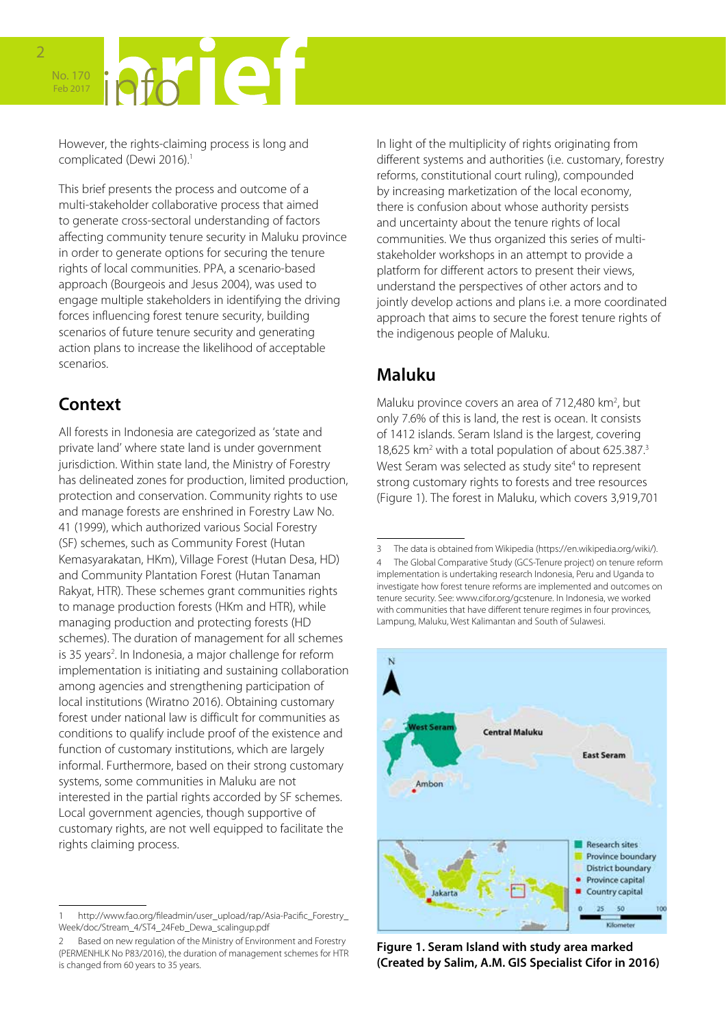However, the rights-claiming process is long and complicated (Dewi 2016).[1]

This brief presents the process and outcome of a multi-stakeholder collaborative process that aimed to generate cross-sectoral understanding of factors affecting community tenure security in Maluku province in order to generate options for securing the tenure rights of local communities. PPA, a scenario-based approach (Bourgeois and Jesus 2004), was used to engage multiple stakeholders in identifying the driving forces influencing forest tenure security, building scenarios of future tenure security and generating action plans to increase the likelihood of acceptable scenarios.

## Context

All forests in Indonesia are categorized as 'state and private land' where state land is under government jurisdiction. Within state land, the Ministry of Forestry has delineated zones for production, limited production, protection and conservation. Community rights to use and manage forests are enshrined in Forestry Law No. 41 (1999), which authorized various Social Forestry (SF) schemes, such as Community Forest (Hutan Kemasyarakatan, HKm), Village Forest (Hutan Desa, HD) and Community Plantation Forest (Hutan Tanaman Rakyat, HTR). These schemes grant communities rights to manage production forests (HKm and HTR), while managing production and protecting forests (HD schemes). The duration of management for all schemes is 35 years[2]. In Indonesia, a major challenge for reform implementation is initiating and sustaining collaboration among agencies and strengthening participation of local institutions (Wiratno 2016). Obtaining customary forest under national law is difficult for communities as conditions to qualify include proof of the existence and function of customary institutions, which are largely informal. Furthermore, based on their strong customary systems, some communities in Maluku are not interested in the partial rights accorded by SF schemes. Local government agencies, though supportive of customary rights, are not well equipped to facilitate the rights claiming process.

In light of the multiplicity of rights originating from different systems and authorities (i.e. customary, forestry reforms, constitutional court ruling), compounded by increasing marketization of the local economy, there is confusion about whose authority persists and uncertainty about the tenure rights of local communities. We thus organized this series of multi-stakeholder workshops in an attempt to provide a platform for different actors to present their views, understand the perspectives of other actors and to jointly develop actions and plans i.e. a more coordinated approach that aims to secure the forest tenure rights of the indigenous people of Maluku.

## Maluku

Maluku province covers an area of 712,480 km$^2$, but only 7.6% of this is land, the rest is ocean. It consists of 1412 islands. Seram Island is the largest, covering 18,625 km$^2$ with a total population of about 625.387.[3] West Seram was selected as study site[4] to represent strong customary rights to forests and tree resources (Figure 1). The forest in Maluku, which covers 3,919,701

**Figure 1. Seram Island with study area marked (Created by Salim, A.M. GIS Specialist Cifor in 2016)**

---

1 http://www.fao.org/fileadmin/user_upload/rap/Asia-Pacific_Forestry_Week/doc/Stream_4/ST4_24Feb_Dewa_scalingup.pdf

2 Based on new regulation of the Ministry of Environment and Forestry (PERMENHLK No P83/2016), the duration of management schemes for HTR is changed from 60 years to 35 years.

3 The data is obtained from Wikipedia (https://en.wikipedia.org/wiki/).

4 The Global Comparative Study (GCS-Tenure project) on tenure reform implementation is undertaking research Indonesia, Peru and Uganda to investigate how forest tenure reforms are implemented and outcomes on tenure security. See: www.cifor.org/gcstenure. In Indonesia, we worked with communities that have different tenure regimes in four provinces, Lampung, Maluku, West Kalimantan and South of Sulawesi.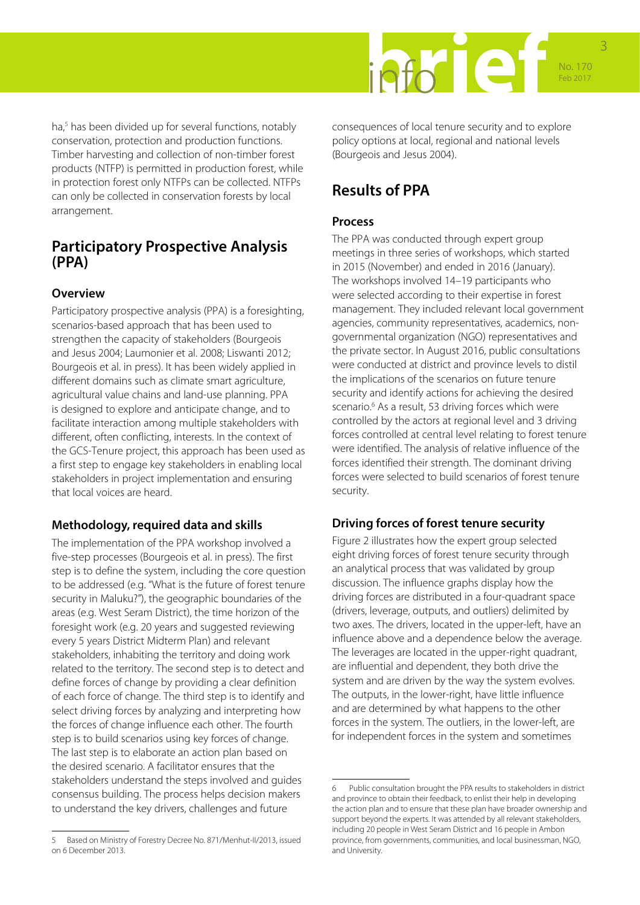ha,[5] has been divided up for several functions, notably conservation, protection and production functions. Timber harvesting and collection of non-timber forest products (NTFP) is permitted in production forest, while in protection forest only NTFPs can be collected. NTFPs can only be collected in conservation forests by local arrangement.

## Participatory Prospective Analysis (PPA)

### Overview

Participatory prospective analysis (PPA) is a foresighting, scenarios-based approach that has been used to strengthen the capacity of stakeholders (Bourgeois and Jesus 2004; Laumonier et al. 2008; Liswanti 2012; Bourgeois et al. in press). It has been widely applied in different domains such as climate smart agriculture, agricultural value chains and land-use planning. PPA is designed to explore and anticipate change, and to facilitate interaction among multiple stakeholders with different, often conflicting, interests. In the context of the GCS-Tenure project, this approach has been used as a first step to engage key stakeholders in enabling local stakeholders in project implementation and ensuring that local voices are heard.

### Methodology, required data and skills

The implementation of the PPA workshop involved a five-step processes (Bourgeois et al. in press). The first step is to define the system, including the core question to be addressed (e.g. "What is the future of forest tenure security in Maluku?"), the geographic boundaries of the areas (e.g. West Seram District), the time horizon of the foresight work (e.g. 20 years and suggested reviewing every 5 years District Midterm Plan) and relevant stakeholders, inhabiting the territory and doing work related to the territory. The second step is to detect and define forces of change by providing a clear definition of each force of change. The third step is to identify and select driving forces by analyzing and interpreting how the forces of change influence each other. The fourth step is to build scenarios using key forces of change. The last step is to elaborate an action plan based on the desired scenario. A facilitator ensures that the stakeholders understand the steps involved and guides consensus building. The process helps decision makers to understand the key drivers, challenges and future consequences of local tenure security and to explore policy options at local, regional and national levels (Bourgeois and Jesus 2004).

## Results of PPA

### Process

The PPA was conducted through expert group meetings in three series of workshops, which started in 2015 (November) and ended in 2016 (January). The workshops involved 14–19 participants who were selected according to their expertise in forest management. They included relevant local government agencies, community representatives, academics, non-governmental organization (NGO) representatives and the private sector. In August 2016, public consultations were conducted at district and province levels to distil the implications of the scenarios on future tenure security and identify actions for achieving the desired scenario.[6] As a result, 53 driving forces which were controlled by the actors at regional level and 3 driving forces controlled at central level relating to forest tenure were identified. The analysis of relative influence of the forces identified their strength. The dominant driving forces were selected to build scenarios of forest tenure security.

### Driving forces of forest tenure security

Figure 2 illustrates how the expert group selected eight driving forces of forest tenure security through an analytical process that was validated by group discussion. The influence graphs display how the driving forces are distributed in a four-quadrant space (drivers, leverage, outputs, and outliers) delimited by two axes. The drivers, located in the upper-left, have an influence above and a dependence below the average. The leverages are located in the upper-right quadrant, are influential and dependent, they both drive the system and are driven by the way the system evolves. The outputs, in the lower-right, have little influence and are determined by what happens to the other forces in the system. The outliers, in the lower-left, are for independent forces in the system and sometimes

---

5 Based on Ministry of Forestry Decree No. 871/Menhut-II/2013, issued on 6 December 2013.

6 Public consultation brought the PPA results to stakeholders in district and province to obtain their feedback, to enlist their help in developing the action plan and to ensure that these plan have broader ownership and support beyond the experts. It was attended by all relevant stakeholders, including 20 people in West Seram District and 16 people in Ambon province, from governments, communities, and local businessman, NGO, and University.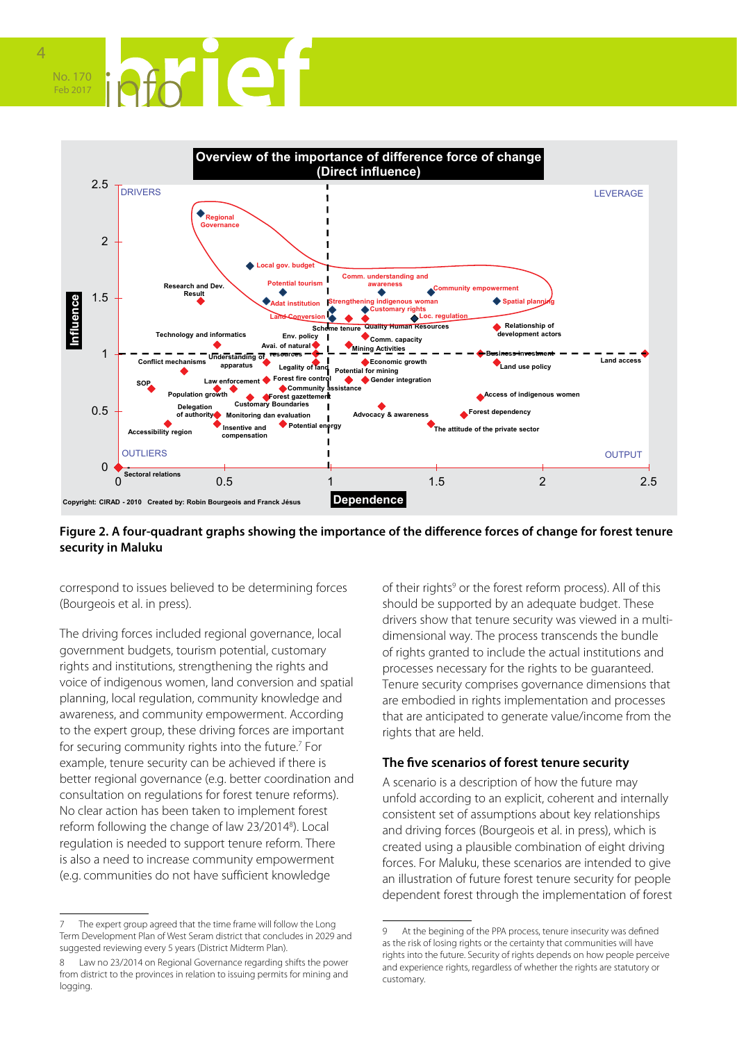**Figure 2. A four-quadrant graphs showing the importance of the difference forces of change for forest tenure security in Maluku**

correspond to issues believed to be determining forces (Bourgeois et al. in press).

The driving forces included regional governance, local government budgets, tourism potential, customary rights and institutions, strengthening the rights and voice of indigenous women, land conversion and spatial planning, local regulation, community knowledge and awareness, and community empowerment. According to the expert group, these driving forces are important for securing community rights into the future.[7] For example, tenure security can be achieved if there is better regional governance (e.g. better coordination and consultation on regulations for forest tenure reforms). No clear action has been taken to implement forest reform following the change of law 23/2014[8]). Local regulation is needed to support tenure reform. There is also a need to increase community empowerment (e.g. communities do not have sufficient knowledge of their rights[9] or the forest reform process). All of this should be supported by an adequate budget. These drivers show that tenure security was viewed in a multi-dimensional way. The process transcends the bundle of rights granted to include the actual institutions and processes necessary for the rights to be guaranteed. Tenure security comprises governance dimensions that are embodied in rights implementation and processes that are anticipated to generate value/income from the rights that are held.

## The five scenarios of forest tenure security

A scenario is a description of how the future may unfold according to an explicit, coherent and internally consistent set of assumptions about key relationships and driving forces (Bourgeois et al. in press), which is created using a plausible combination of eight driving forces. For Maluku, these scenarios are intended to give an illustration of future forest tenure security for people dependent forest through the implementation of forest

---

7 The expert group agreed that the time frame will follow the Long Term Development Plan of West Seram district that concludes in 2029 and suggested reviewing every 5 years (District Midterm Plan).

8 Law no 23/2014 on Regional Governance regarding shifts the power from district to the provinces in relation to issuing permits for mining and logging.

9 At the begining of the PPA process, tenure insecurity was defined as the risk of losing rights or the certainty that communities will have rights into the future. Security of rights depends on how people perceive and experience rights, regardless of whether the rights are statutory or customary.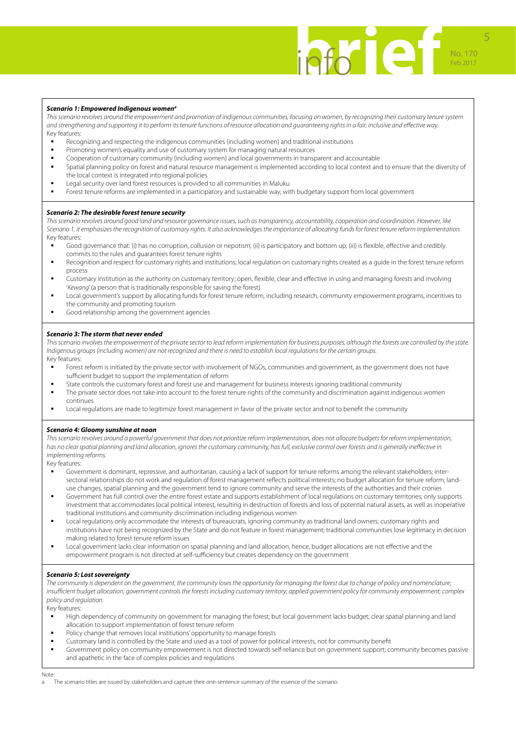***Scenario 1: Empowered Indigenous women[a]***

*This scenario revolves around the empowerment and promotion of indigenous communities, focusing on women, by recognizing their customary tenure system and strengthening and supporting it to perform its tenure functions of resource allocation and guaranteeing rights in a fair, inclusive and effective way.*

Key features:

- Recognizing and respecting the indigenous communities (including women) and traditional institutions
- Promoting women's equality and use of customary system for managing natural resources
- Cooperation of customary community (including women) and local governments in transparent and accountable
- Spatial planning policy on forest and natural resource management is implemented according to local context and to ensure that the diversity of the local context is integrated into regional policies
- Legal security over land forest resources is provided to all communities in Maluku
- Forest tenure reforms are implemented in a participatory and sustainable way, with budgetary support from local government

***Scenario 2: The desirable forest tenure security***

*This scenario revolves around good land and resource governance issues, such as transparency, accountability, cooperation and coordination. However, like Scenario 1, it emphasizes the recognition of customary rights. It also acknowledges the importance of allocating funds for forest tenure reform implementation.*

Key features:

- Good governance that: (i) has no corruption, collusion or nepotism; (ii) is participatory and bottom up; (iii) is flexible, effective and credibly commits to the rules and guarantees forest tenure rights
- Recognition and respect for customary rights and institutions; local regulation on customary rights created as a guide in the forest tenure reform process
- Customary institution as the authority on customary territory; open, flexible, clear and effective in using and managing forests and involving '*Kewang*' (a person that is traditionally responsible for saving the forest)
- Local government's support by allocating funds for forest tenure reform, including research, community empowerment programs, incentives to the community and promoting tourism
- Good relationship among the government agencies

***Scenario 3: The storm that never ended***

*This scenario involves the empowerment of the private sector to lead reform implementation for business purposes, although the forests are controlled by the state. Indigenous groups (including women) are not recognized and there is need to establish local regulations for the certain groups.*

Key features:

- Forest reform is initiated by the private sector with involvement of NGOs, communities and government, as the government does not have sufficient budget to support the implementation of reform
- State controls the customary forest and forest use and management for business interests ignoring traditional community
- The private sector does not take into account to the forest tenure rights of the community and discrimination against indigenous women continues
- Local regulations are made to legitimize forest management in favor of the private sector and not to benefit the community

***Scenario 4: Gloomy sunshine at noon***

*This scenario revolves around a powerful government that does not prioritize reform implementation, does not allocate budgets for reform implementation, has no clear spatial planning and land allocation, ignores the customary community, has full, exclusive control over forests and is generally ineffective in implementing reforms.*

Key features:

- Government is dominant, repressive, and authoritarian, causing a lack of support for tenure reforms among the relevant stakeholders; inter-sectoral relationships do not work and regulation of forest management reflects political interests; no budget allocation for tenure reform; land-use changes, spatial planning and the government tend to ignore community and serve the interests of the authorities and their cronies
- Government has full control over the entire forest estate and supports establishment of local regulations on customary territories; only supports investment that accommodates local political interest, resulting in destruction of forests and loss of potential natural assets, as well as inoperative traditional institutions and community discrimination including indigenous women
- Local regulations only accommodate the interests of bureaucrats, ignoring community as traditional land owners; customary rights and institutions have not being recognized by the State and do not feature in forest management; traditional communities lose legitimacy in decision making related to forest tenure reform issues
- Local government lacks clear information on spatial planning and land allocation, hence, budget allocations are not effective and the empowerment program is not directed at self-sufficiency but creates dependency on the government

***Scenario 5: Lost sovereignty***

*The community is dependent on the government, the community loses the opportunity for managing the forest due to change of policy and nomenclature; insufficient budget allocation; government controls the forests including customary territory; applied government policy for community empowerment; complex policy and regulation.*

Key features:

- High dependency of community on government for managing the forest, but local government lacks budget; clear spatial planning and land allocation to support implementation of forest tenure reform
- Policy change that removes local institutions' opportunity to manage forests
- Customary land is controlled by the State and used as a tool of power for political interests, not for community benefit
- Government policy on community empowerment is not directed towards self-reliance but on government support; community becomes passive and apathetic in the face of complex policies and regulations

Note:

a The scenario titles are issued by stakeholders and capture their one-sentence summary of the essence of the scenario.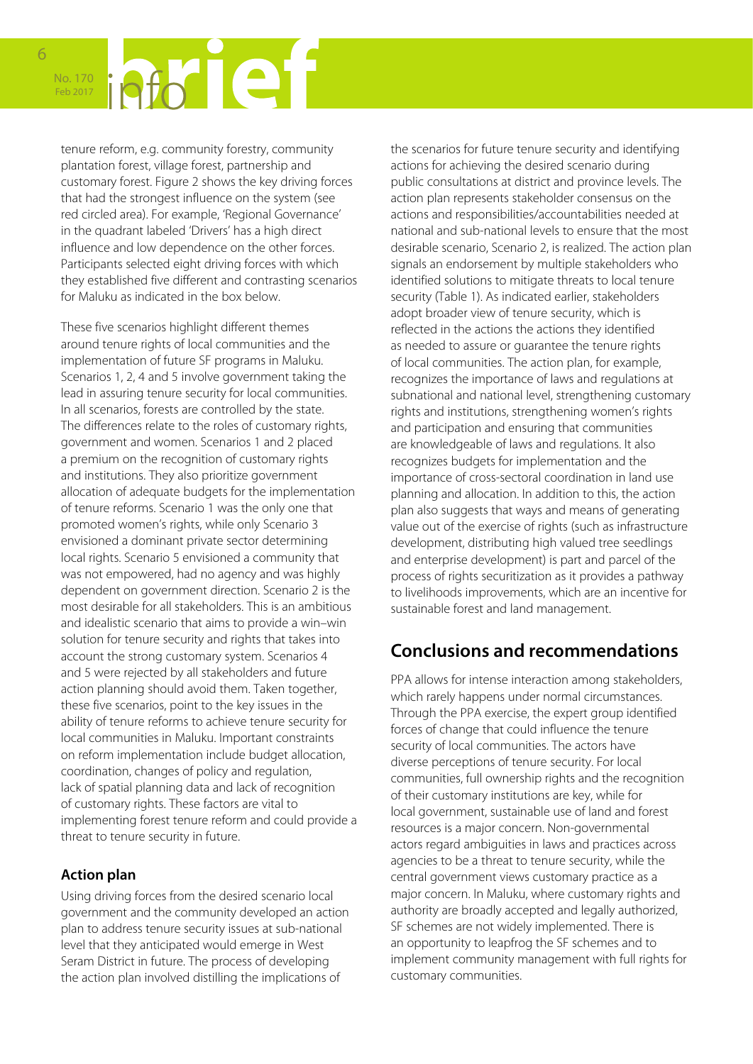tenure reform, e.g. community forestry, community plantation forest, village forest, partnership and customary forest. Figure 2 shows the key driving forces that had the strongest influence on the system (see red circled area). For example, 'Regional Governance' in the quadrant labeled 'Drivers' has a high direct influence and low dependence on the other forces. Participants selected eight driving forces with which they established five different and contrasting scenarios for Maluku as indicated in the box below.

These five scenarios highlight different themes around tenure rights of local communities and the implementation of future SF programs in Maluku. Scenarios 1, 2, 4 and 5 involve government taking the lead in assuring tenure security for local communities. In all scenarios, forests are controlled by the state. The differences relate to the roles of customary rights, government and women. Scenarios 1 and 2 placed a premium on the recognition of customary rights and institutions. They also prioritize government allocation of adequate budgets for the implementation of tenure reforms. Scenario 1 was the only one that promoted women's rights, while only Scenario 3 envisioned a dominant private sector determining local rights. Scenario 5 envisioned a community that was not empowered, had no agency and was highly dependent on government direction. Scenario 2 is the most desirable for all stakeholders. This is an ambitious and idealistic scenario that aims to provide a win–win solution for tenure security and rights that takes into account the strong customary system. Scenarios 4 and 5 were rejected by all stakeholders and future action planning should avoid them. Taken together, these five scenarios, point to the key issues in the ability of tenure reforms to achieve tenure security for local communities in Maluku. Important constraints on reform implementation include budget allocation, coordination, changes of policy and regulation, lack of spatial planning data and lack of recognition of customary rights. These factors are vital to implementing forest tenure reform and could provide a threat to tenure security in future.

### Action plan

Using driving forces from the desired scenario local government and the community developed an action plan to address tenure security issues at sub-national level that they anticipated would emerge in West Seram District in future. The process of developing the action plan involved distilling the implications of the scenarios for future tenure security and identifying actions for achieving the desired scenario during public consultations at district and province levels. The action plan represents stakeholder consensus on the actions and responsibilities/accountabilities needed at national and sub-national levels to ensure that the most desirable scenario, Scenario 2, is realized. The action plan signals an endorsement by multiple stakeholders who identified solutions to mitigate threats to local tenure security (Table 1). As indicated earlier, stakeholders adopt broader view of tenure security, which is reflected in the actions the actions they identified as needed to assure or guarantee the tenure rights of local communities. The action plan, for example, recognizes the importance of laws and regulations at subnational and national level, strengthening customary rights and institutions, strengthening women's rights and participation and ensuring that communities are knowledgeable of laws and regulations. It also recognizes budgets for implementation and the importance of cross-sectoral coordination in land use planning and allocation. In addition to this, the action plan also suggests that ways and means of generating value out of the exercise of rights (such as infrastructure development, distributing high valued tree seedlings and enterprise development) is part and parcel of the process of rights securitization as it provides a pathway to livelihoods improvements, which are an incentive for sustainable forest and land management.

## Conclusions and recommendations

PPA allows for intense interaction among stakeholders, which rarely happens under normal circumstances. Through the PPA exercise, the expert group identified forces of change that could influence the tenure security of local communities. The actors have diverse perceptions of tenure security. For local communities, full ownership rights and the recognition of their customary institutions are key, while for local government, sustainable use of land and forest resources is a major concern. Non-governmental actors regard ambiguities in laws and practices across agencies to be a threat to tenure security, while the central government views customary practice as a major concern. In Maluku, where customary rights and authority are broadly accepted and legally authorized, SF schemes are not widely implemented. There is an opportunity to leapfrog the SF schemes and to implement community management with full rights for customary communities.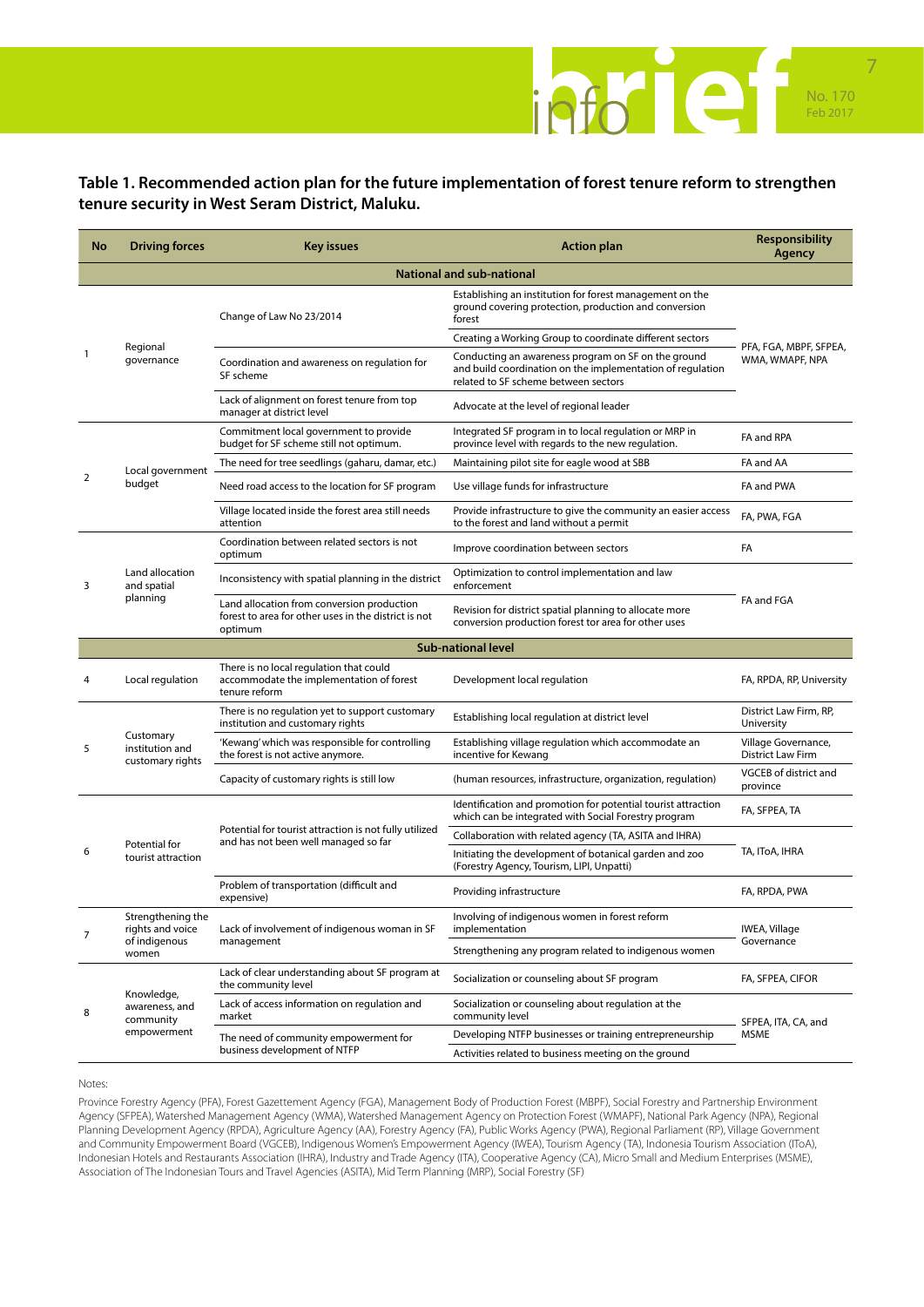**Table 1. Recommended action plan for the future implementation of forest tenure reform to strengthen tenure security in West Seram District, Maluku.**

| No | Driving forces | Key issues | Action plan | Responsibility Agency |
|---|---|---|---|---|
| **National and sub-national** | | | | |
| 1 | Regional governance | Change of Law No 23/2014 | Establishing an institution for forest management on the ground covering protection, production and conversion forest | PFA, FGA, MBPF, SFPEA, WMA, WMAPF, NPA |
| | | | Creating a Working Group to coordinate different sectors | |
| | | Coordination and awareness on regulation for SF scheme | Conducting an awareness program on SF on the ground and build coordination on the implementation of regulation related to SF scheme between sectors | |
| | | Lack of alignment on forest tenure from top manager at district level | Advocate at the level of regional leader | |
| 2 | Local government budget | Commitment local government to provide budget for SF scheme still not optimum. | Integrated SF program in to local regulation or MRP in province level with regards to the new regulation. | FA and RPA |
| | | The need for tree seedlings (gaharu, damar, etc.) | Maintaining pilot site for eagle wood at SBB | FA and AA |
| | | Need road access to the location for SF program | Use village funds for infrastructure | FA and PWA |
| | | Village located inside the forest area still needs attention | Provide infrastructure to give the community an easier access to the forest and land without a permit | FA, PWA, FGA |
| 3 | Land allocation and spatial planning | Coordination between related sectors is not optimum | Improve coordination between sectors | FA |
| | | Inconsistency with spatial planning in the district | Optimization to control implementation and law enforcement | FA and FGA |
| | | Land allocation from conversion production forest to area for other uses in the district is not optimum | Revision for district spatial planning to allocate more conversion production forest tor area for other uses | |
| **Sub-national level** | | | | |
| 4 | Local regulation | There is no local regulation that could accommodate the implementation of forest tenure reform | Development local regulation | FA, RPDA, RP, University |
| 5 | Customary institution and customary rights | There is no regulation yet to support customary institution and customary rights | Establishing local regulation at district level | District Law Firm, RP, University |
| | | 'Kewang' which was responsible for controlling the forest is not active anymore. | Establishing village regulation which accommodate an incentive for Kewang | Village Governance, District Law Firm |
| | | Capacity of customary rights is still low | (human resources, infrastructure, organization, regulation) | VGCEB of district and province |
| 6 | Potential for tourist attraction | Potential for tourist attraction is not fully utilized and has not been well managed so far | Identification and promotion for potential tourist attraction which can be integrated with Social Forestry program | FA, SFPEA, TA |
| | | | Collaboration with related agency (TA, ASITA and IHRA) | TA, IToA, IHRA |
| | | | Initiating the development of botanical garden and zoo (Forestry Agency, Tourism, LIPI, Unpatti) | |
| | | Problem of transportation (difficult and expensive) | Providing infrastructure | FA, RPDA, PWA |
| 7 | Strengthening the rights and voice of indigenous women | Lack of involvement of indigenous woman in SF management | Involving of indigenous women in forest reform implementation | IWEA, Village Governance |
| | | | Strengthening any program related to indigenous women | |
| 8 | Knowledge, awareness, and community empowerment | Lack of clear understanding about SF program at the community level | Socialization or counseling about SF program | FA, SFPEA, CIFOR |
| | | Lack of access information on regulation and market | Socialization or counseling about regulation at the community level | SFPEA, ITA, CA, and MSME |
| | | The need for community empowerment for business development of NTFP | Developing NTFP businesses or training entrepreneurship | |
| | | | Activities related to business meeting on the ground | |

Notes:

Province Forestry Agency (PFA), Forest Gazettement Agency (FGA), Management Body of Production Forest (MBPF), Social Forestry and Partnership Environment Agency (SFPEA), Watershed Management Agency (WMA), Watershed Management Agency on Protection Forest (WMAPF), National Park Agency (NPA), Regional Planning Development Agency (RPDA), Agriculture Agency (AA), Forestry Agency (FA), Public Works Agency (PWA), Regional Parliament (RP), Village Government and Community Empowerment Board (VGCEB), Indigenous Women's Empowerment Agency (IWEA), Tourism Agency (TA), Indonesia Tourism Association (IToA), Indonesian Hotels and Restaurants Association (IHRA), Industry and Trade Agency (ITA), Cooperative Agency (CA), Micro Small and Medium Enterprises (MSME), Association of The Indonesian Tours and Travel Agencies (ASITA), Mid Term Planning (MRP), Social Forestry (SF)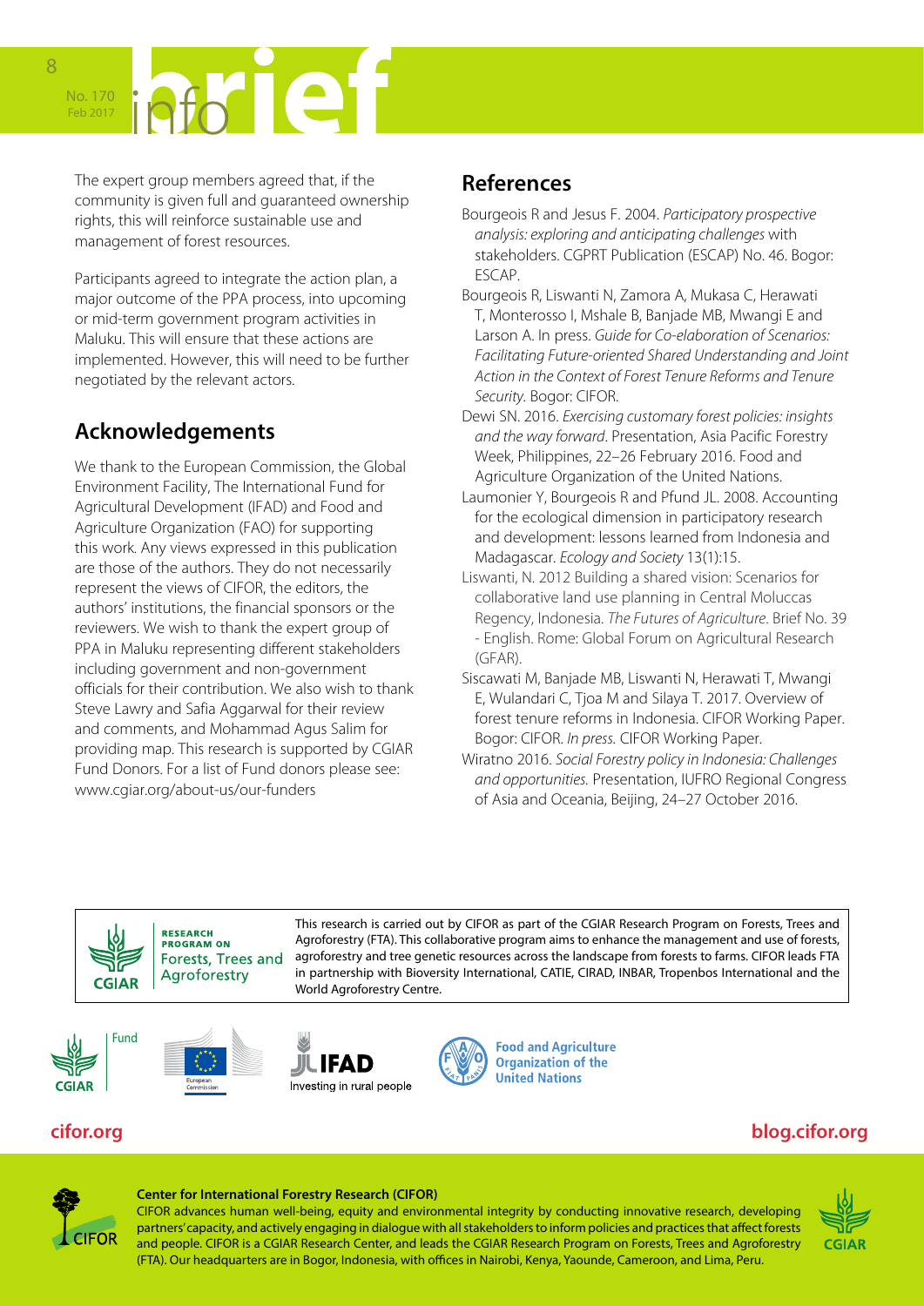The expert group members agreed that, if the community is given full and guaranteed ownership rights, this will reinforce sustainable use and management of forest resources.

Participants agreed to integrate the action plan, a major outcome of the PPA process, into upcoming or mid-term government program activities in Maluku. This will ensure that these actions are implemented. However, this will need to be further negotiated by the relevant actors.

## Acknowledgements

We thank to the European Commission, the Global Environment Facility, The International Fund for Agricultural Development (IFAD) and Food and Agriculture Organization (FAO) for supporting this work. Any views expressed in this publication are those of the authors. They do not necessarily represent the views of CIFOR, the editors, the authors' institutions, the financial sponsors or the reviewers. We wish to thank the expert group of PPA in Maluku representing different stakeholders including government and non-government officials for their contribution. We also wish to thank Steve Lawry and Safia Aggarwal for their review and comments, and Mohammad Agus Salim for providing map. This research is supported by CGIAR Fund Donors. For a list of Fund donors please see: www.cgiar.org/about-us/our-funders

## References

Bourgeois R and Jesus F. 2004. *Participatory prospective analysis: exploring and anticipating challenges* with stakeholders. CGPRT Publication (ESCAP) No. 46. Bogor: ESCAP.

Bourgeois R, Liswanti N, Zamora A, Mukasa C, Herawati T, Monterosso I, Mshale B, Banjade MB, Mwangi E and Larson A. In press. *Guide for Co-elaboration of Scenarios: Facilitating Future-oriented Shared Understanding and Joint Action in the Context of Forest Tenure Reforms and Tenure Security.* Bogor: CIFOR.

Dewi SN. 2016. *Exercising customary forest policies: insights and the way forward*. Presentation, Asia Pacific Forestry Week, Philippines, 22–26 February 2016. Food and Agriculture Organization of the United Nations.

Laumonier Y, Bourgeois R and Pfund JL. 2008. Accounting for the ecological dimension in participatory research and development: lessons learned from Indonesia and Madagascar. *Ecology and Society* 13(1):15.

Liswanti, N. 2012 Building a shared vision: Scenarios for collaborative land use planning in Central Moluccas Regency, Indonesia. *The Futures of Agriculture*. Brief No. 39 - English. Rome: Global Forum on Agricultural Research (GFAR).

Siscawati M, Banjade MB, Liswanti N, Herawati T, Mwangi E, Wulandari C, Tjoa M and Silaya T. 2017. Overview of forest tenure reforms in Indonesia. CIFOR Working Paper. Bogor: CIFOR. *In press.* CIFOR Working Paper.

Wiratno 2016. *Social Forestry policy in Indonesia: Challenges and opportunities.* Presentation, IUFRO Regional Congress of Asia and Oceania, Beijing, 24–27 October 2016.

RESEARCH PROGRAM ON Forests, Trees and Agroforestry

This research is carried out by CIFOR as part of the CGIAR Research Program on Forests, Trees and Agroforestry (FTA). This collaborative program aims to enhance the management and use of forests, agroforestry and tree genetic resources across the landscape from forests to farms. CIFOR leads FTA in partnership with Bioversity International, CATIE, CIRAD, INBAR, Tropenbos International and the World Agroforestry Centre.

cifor.org

blog.cifor.org

**Center for International Forestry Research (CIFOR)**

CIFOR advances human well-being, equity and environmental integrity by conducting innovative research, developing partners' capacity, and actively engaging in dialogue with all stakeholders to inform policies and practices that affect forests and people. CIFOR is a CGIAR Research Center, and leads the CGIAR Research Program on Forests, Trees and Agroforestry (FTA). Our headquarters are in Bogor, Indonesia, with offices in Nairobi, Kenya, Yaounde, Cameroon, and Lima, Peru.